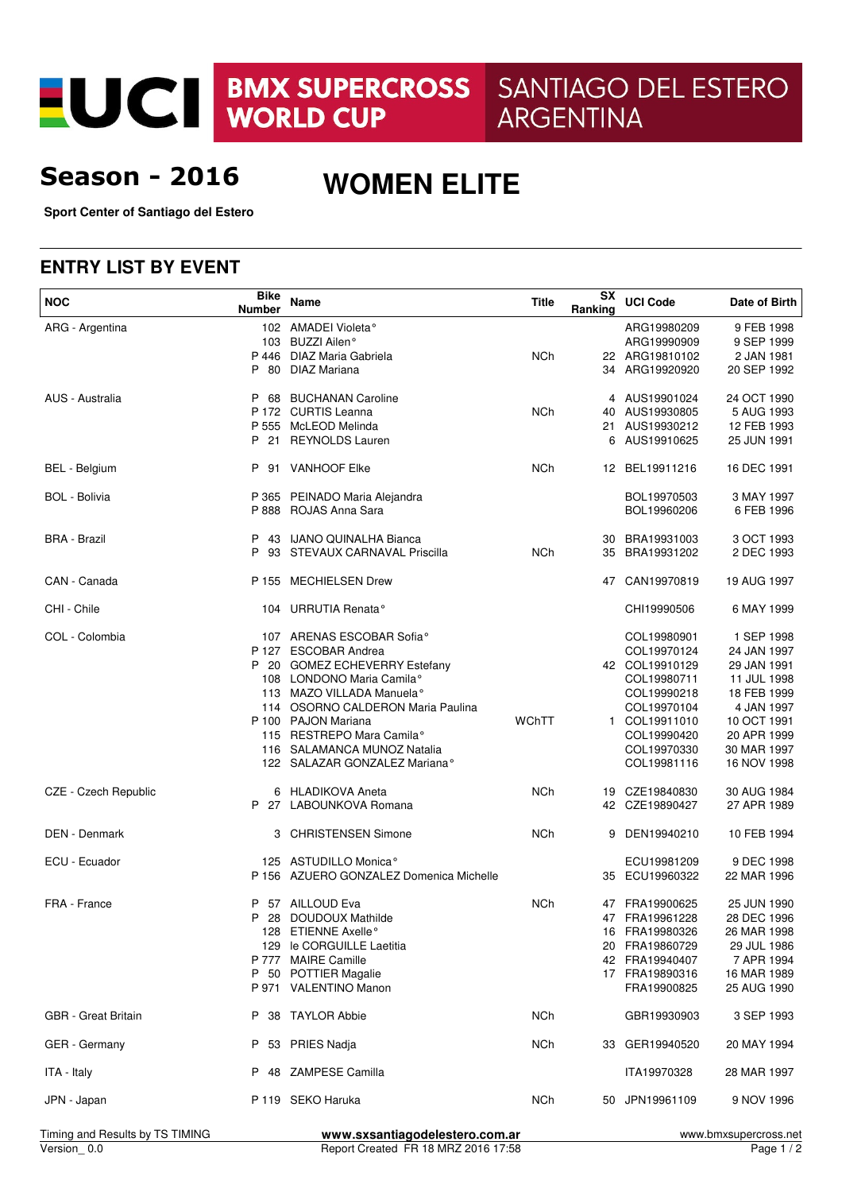# UCI BMX SUPERCROSS WORLD CUP SANTIAGO DEL ESTERO ARGENTINA

## Season - 2016

# WOMEN ELITE

**Sport Center of Santiago del Estero**

## ENTRY LIST BY EVENT

| NOC | Bike Number | Name | Title | SX Ranking | UCI Code | Date of Birth |
|---|---|---|---|---|---|---|
| ARG - Argentina | 102 | AMADEI Violeta° | | | ARG19980209 | 9 FEB 1998 |
| | 103 | BUZZI Ailen° | | | ARG19990909 | 9 SEP 1999 |
| | P 446 | DIAZ Maria Gabriela | NCh | 22 | ARG19810102 | 2 JAN 1981 |
| | P 80 | DIAZ Mariana | | 34 | ARG19920920 | 20 SEP 1992 |
| AUS - Australia | P 68 | BUCHANAN Caroline | | 4 | AUS19901024 | 24 OCT 1990 |
| | P 172 | CURTIS Leanna | NCh | 40 | AUS19930805 | 5 AUG 1993 |
| | P 555 | McLEOD Melinda | | 21 | AUS19930212 | 12 FEB 1993 |
| | P 21 | REYNOLDS Lauren | | 6 | AUS19910625 | 25 JUN 1991 |
| BEL - Belgium | P 91 | VANHOOF Elke | NCh | 12 | BEL19911216 | 16 DEC 1991 |
| BOL - Bolivia | P 365 | PEINADO Maria Alejandra | | | BOL19970503 | 3 MAY 1997 |
| | P 888 | ROJAS Anna Sara | | | BOL19960206 | 6 FEB 1996 |
| BRA - Brazil | P 43 | IJANO QUINALHA Bianca | | 30 | BRA19931003 | 3 OCT 1993 |
| | P 93 | STEVAUX CARNAVAL Priscilla | NCh | 35 | BRA19931202 | 2 DEC 1993 |
| CAN - Canada | P 155 | MECHIELSEN Drew | | 47 | CAN19970819 | 19 AUG 1997 |
| CHI - Chile | 104 | URRUTIA Renata° | | | CHI19990506 | 6 MAY 1999 |
| COL - Colombia | 107 | ARENAS ESCOBAR Sofia° | | | COL19980901 | 1 SEP 1998 |
| | P 127 | ESCOBAR Andrea | | | COL19970124 | 24 JAN 1997 |
| | P 20 | GOMEZ ECHEVERRY Estefany | | 42 | COL19910129 | 29 JAN 1991 |
| | 108 | LONDONO Maria Camila° | | | COL19980711 | 11 JUL 1998 |
| | 113 | MAZO VILLADA Manuela° | | | COL19990218 | 18 FEB 1999 |
| | 114 | OSORNO CALDERON Maria Paulina | | | COL19970104 | 4 JAN 1997 |
| | P 100 | PAJON Mariana | WChTT | 1 | COL19911010 | 10 OCT 1991 |
| | 115 | RESTREPO Mara Camila° | | | COL19990420 | 20 APR 1999 |
| | 116 | SALAMANCA MUNOZ Natalia | | | COL19970330 | 30 MAR 1997 |
| | 122 | SALAZAR GONZALEZ Mariana° | | | COL19981116 | 16 NOV 1998 |
| CZE - Czech Republic | 6 | HLADIKOVA Aneta | NCh | 19 | CZE19840830 | 30 AUG 1984 |
| | P 27 | LABOUNKOVA Romana | | 42 | CZE19890427 | 27 APR 1989 |
| DEN - Denmark | 3 | CHRISTENSEN Simone | NCh | 9 | DEN19940210 | 10 FEB 1994 |
| ECU - Ecuador | 125 | ASTUDILLO Monica° | | | ECU19981209 | 9 DEC 1998 |
| | P 156 | AZUERO GONZALEZ Domenica Michelle | | 35 | ECU19960322 | 22 MAR 1996 |
| FRA - France | P 57 | AILLOUD Eva | NCh | 47 | FRA19900625 | 25 JUN 1990 |
| | P 28 | DOUDOUX Mathilde | | 47 | FRA19961228 | 28 DEC 1996 |
| | 128 | ETIENNE Axelle° | | 16 | FRA19980326 | 26 MAR 1998 |
| | 129 | le CORGUILLE Laetitia | | 20 | FRA19860729 | 29 JUL 1986 |
| | P 777 | MAIRE Camille | | 42 | FRA19940407 | 7 APR 1994 |
| | P 50 | POTTIER Magalie | | 17 | FRA19890316 | 16 MAR 1989 |
| | P 971 | VALENTINO Manon | | | FRA19900825 | 25 AUG 1990 |
| GBR - Great Britain | P 38 | TAYLOR Abbie | NCh | | GBR19930903 | 3 SEP 1993 |
| GER - Germany | P 53 | PRIES Nadja | NCh | 33 | GER19940520 | 20 MAY 1994 |
| ITA - Italy | P 48 | ZAMPESE Camilla | | | ITA19970328 | 28 MAR 1997 |
| JPN - Japan | P 119 | SEKO Haruka | NCh | 50 | JPN19961109 | 9 NOV 1996 |

Timing and Results by TS TIMING | **www.sxsantiagodelestero.com.ar** | www.bmxsupercross.net

Version_ 0.0 | Report Created FR 18 MRZ 2016 17:58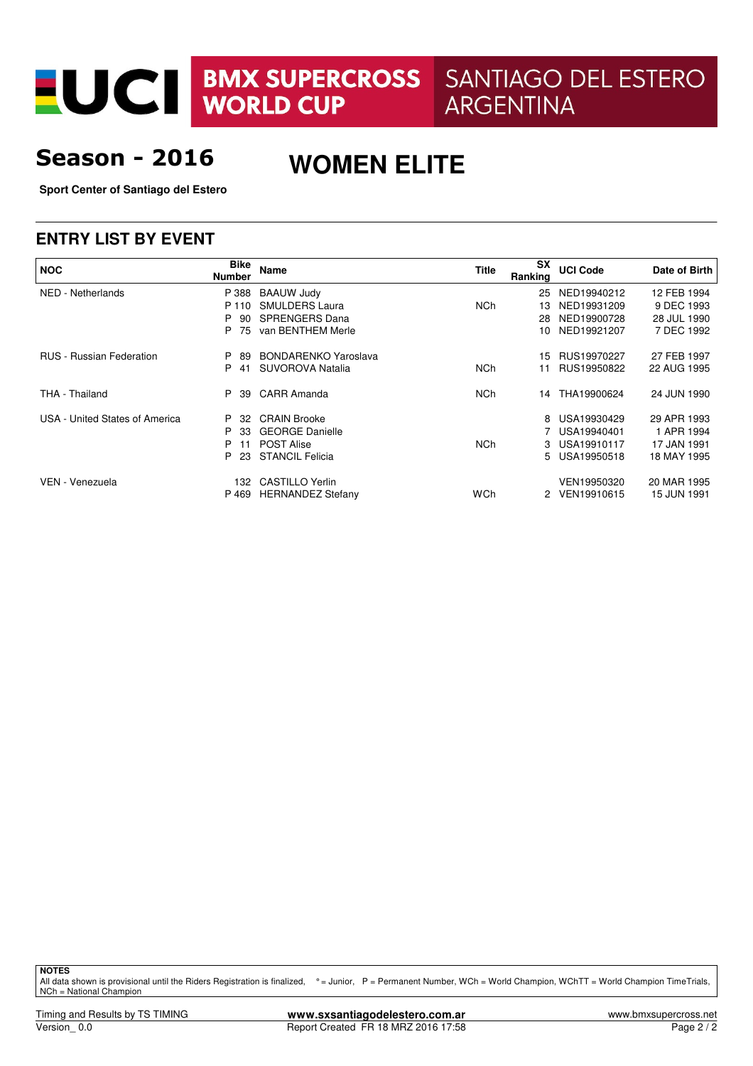# UCI BMX SUPERCROSS WORLD CUP SANTIAGO DEL ESTERO ARGENTINA

## Season - 2016

# WOMEN ELITE

**Sport Center of Santiago del Estero**

## ENTRY LIST BY EVENT

| NOC | Bike Number | Name | Title | SX Ranking | UCI Code | Date of Birth |
|---|---|---|---|---|---|---|
| NED - Netherlands | P 388 | BAAUW Judy | | 25 | NED19940212 | 12 FEB 1994 |
| | P 110 | SMULDERS Laura | NCh | 13 | NED19931209 | 9 DEC 1993 |
| | P 90 | SPRENGERS Dana | | 28 | NED19900728 | 28 JUL 1990 |
| | P 75 | van BENTHEM Merle | | 10 | NED19921207 | 7 DEC 1992 |
| RUS - Russian Federation | P 89 | BONDARENKO Yaroslava | | 15 | RUS19970227 | 27 FEB 1997 |
| | P 41 | SUVOROVA Natalia | NCh | 11 | RUS19950822 | 22 AUG 1995 |
| THA - Thailand | P 39 | CARR Amanda | NCh | 14 | THA19900624 | 24 JUN 1990 |
| USA - United States of America | P 32 | CRAIN Brooke | | 8 | USA19930429 | 29 APR 1993 |
| | P 33 | GEORGE Danielle | | 7 | USA19940401 | 1 APR 1994 |
| | P 11 | POST Alise | NCh | 3 | USA19910117 | 17 JAN 1991 |
| | P 23 | STANCIL Felicia | | 5 | USA19950518 | 18 MAY 1995 |
| VEN - Venezuela | 132 | CASTILLO Yerlin | | | VEN19950320 | 20 MAR 1995 |
| | P 469 | HERNANDEZ Stefany | WCh | 2 | VEN19910615 | 15 JUN 1991 |

**NOTES**
All data shown is provisional until the Riders Registration is finalized, ° = Junior, P = Permanent Number, WCh = World Champion, WChTT = World Champion TimeTrials, NCh = National Champion

Timing and Results by TS TIMING
Version_ 0.0

**www.sxsantiagodelestero.com.ar**
Report Created FR 18 MRZ 2016 17:58

www.bmxsupercross.net